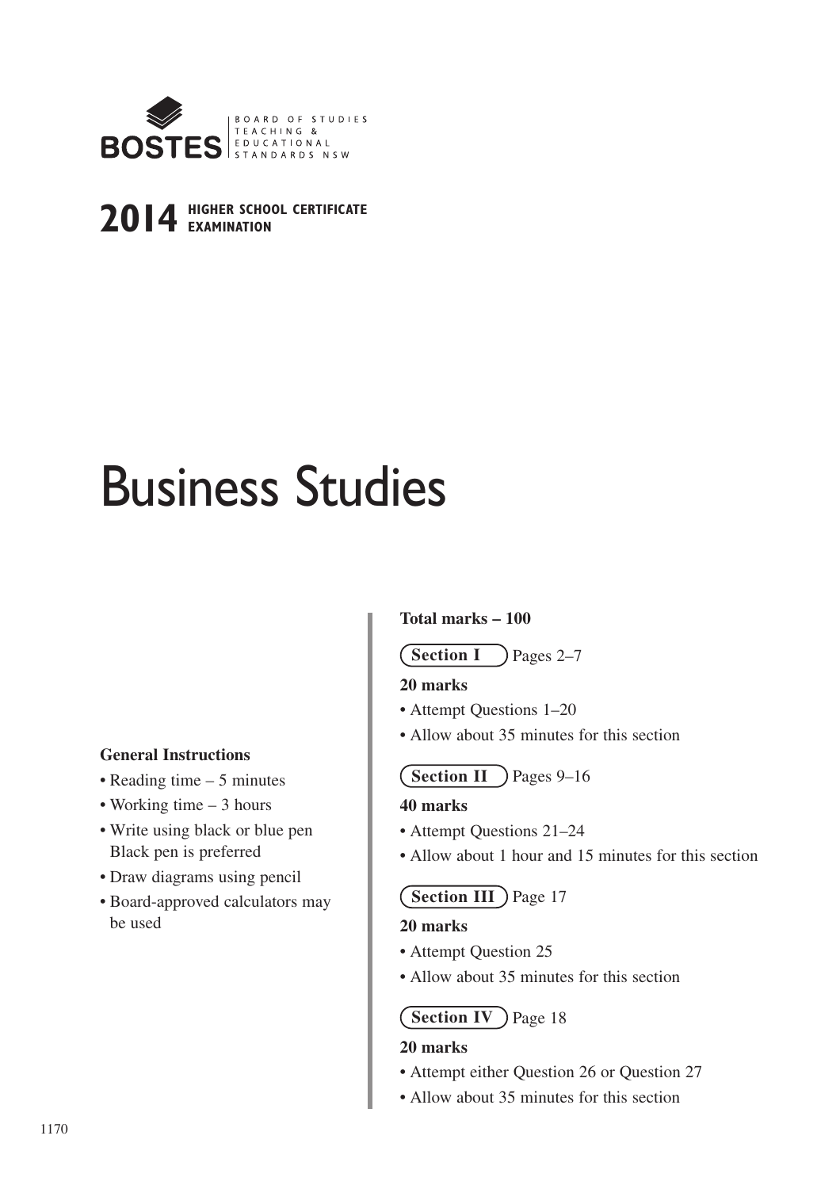BOSTES | BOARD OF STUDIES TEACHING & EDUCATIONAL STANDARDS NSW

**2014** HIGHER SCHOOL CERTIFICATE EXAMINATION

# Business Studies

**General Instructions**

- Reading time – 5 minutes
- Working time – 3 hours
- Write using black or blue pen
  Black pen is preferred
- Draw diagrams using pencil
- Board-approved calculators may be used

**Total marks – 100**

**Section I** Pages 2–7

**20 marks**

- Attempt Questions 1–20
- Allow about 35 minutes for this section

**Section II** Pages 9–16

**40 marks**

- Attempt Questions 21–24
- Allow about 1 hour and 15 minutes for this section

**Section III** Page 17

**20 marks**

- Attempt Question 25
- Allow about 35 minutes for this section

**Section IV** Page 18

**20 marks**

- Attempt either Question 26 or Question 27
- Allow about 35 minutes for this section

1170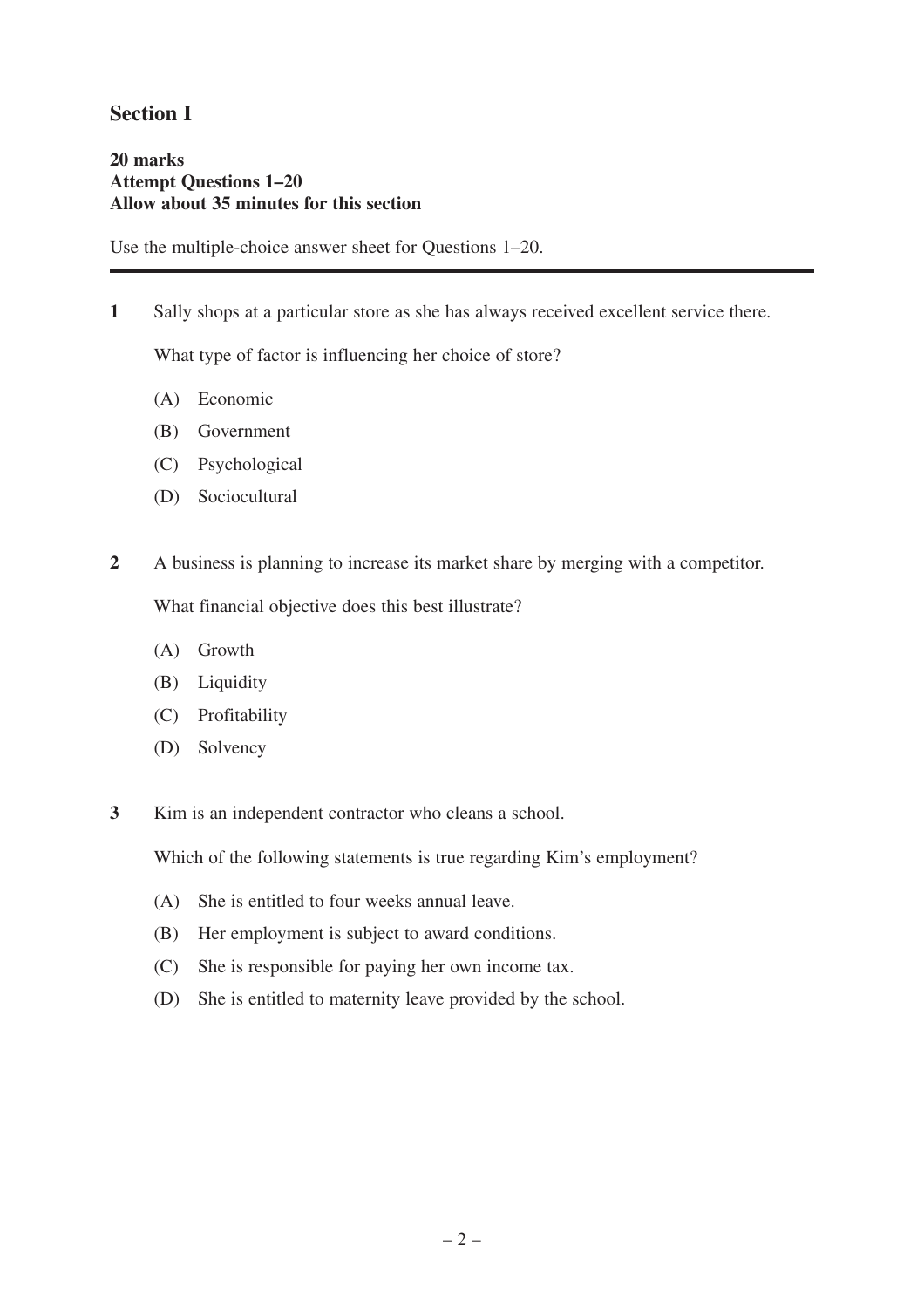## Section I

**20 marks**
**Attempt Questions 1–20**
**Allow about 35 minutes for this section**

Use the multiple-choice answer sheet for Questions 1–20.

---

**1** Sally shops at a particular store as she has always received excellent service there.

What type of factor is influencing her choice of store?

(A) Economic

(B) Government

(C) Psychological

(D) Sociocultural

**2** A business is planning to increase its market share by merging with a competitor.

What financial objective does this best illustrate?

(A) Growth

(B) Liquidity

(C) Profitability

(D) Solvency

**3** Kim is an independent contractor who cleans a school.

Which of the following statements is true regarding Kim's employment?

(A) She is entitled to four weeks annual leave.

(B) Her employment is subject to award conditions.

(C) She is responsible for paying her own income tax.

(D) She is entitled to maternity leave provided by the school.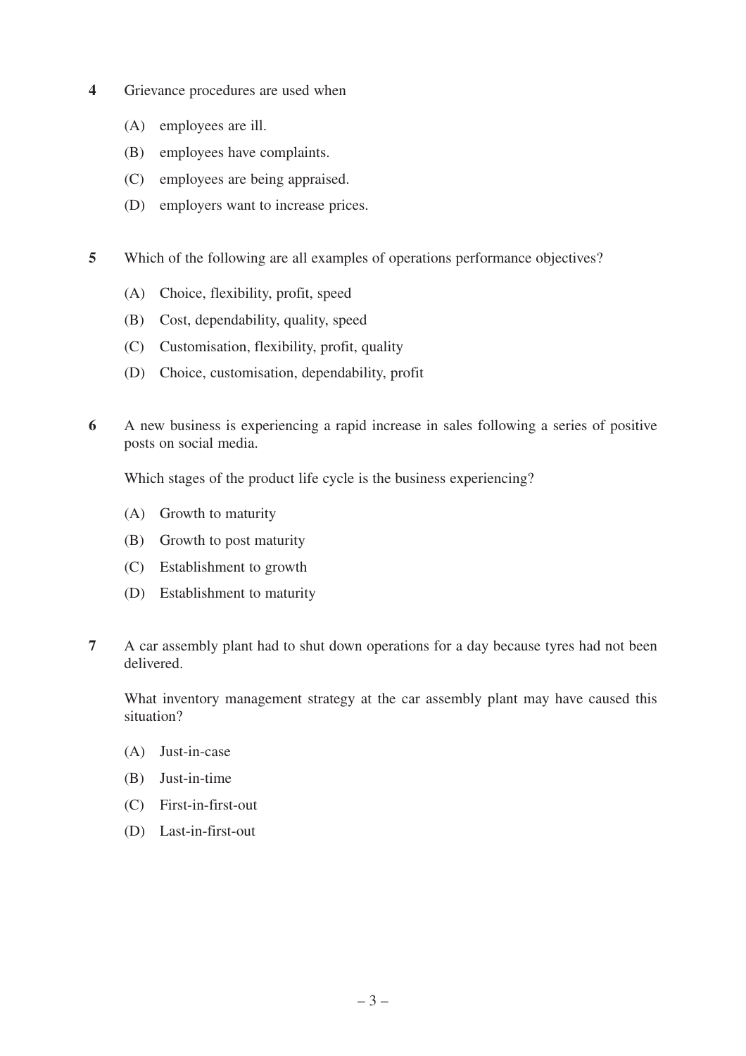**4** Grievance procedures are used when

(A) employees are ill.

(B) employees have complaints.

(C) employees are being appraised.

(D) employers want to increase prices.

**5** Which of the following are all examples of operations performance objectives?

(A) Choice, flexibility, profit, speed

(B) Cost, dependability, quality, speed

(C) Customisation, flexibility, profit, quality

(D) Choice, customisation, dependability, profit

**6** A new business is experiencing a rapid increase in sales following a series of positive posts on social media.

Which stages of the product life cycle is the business experiencing?

(A) Growth to maturity

(B) Growth to post maturity

(C) Establishment to growth

(D) Establishment to maturity

**7** A car assembly plant had to shut down operations for a day because tyres had not been delivered.

What inventory management strategy at the car assembly plant may have caused this situation?

(A) Just-in-case

(B) Just-in-time

(C) First-in-first-out

(D) Last-in-first-out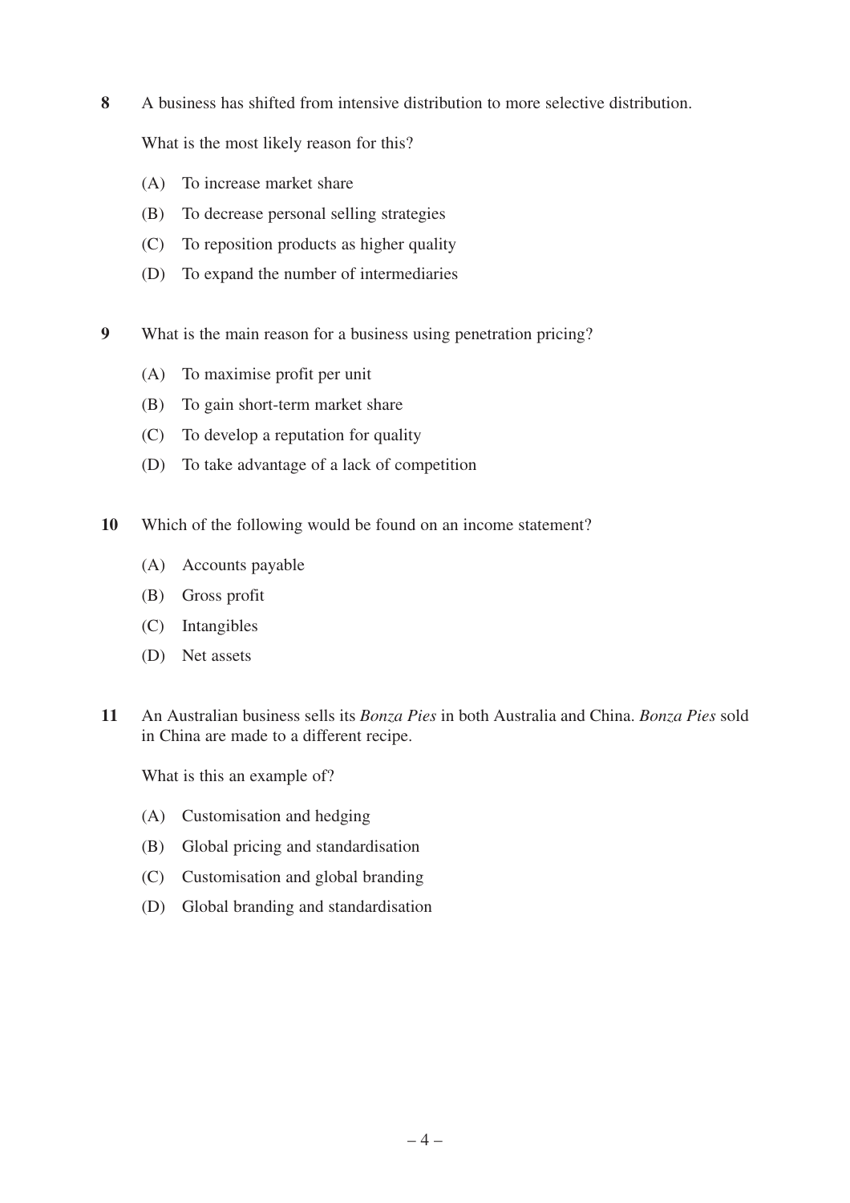**8** A business has shifted from intensive distribution to more selective distribution.

What is the most likely reason for this?

(A) To increase market share

(B) To decrease personal selling strategies

(C) To reposition products as higher quality

(D) To expand the number of intermediaries

**9** What is the main reason for a business using penetration pricing?

(A) To maximise profit per unit

(B) To gain short-term market share

(C) To develop a reputation for quality

(D) To take advantage of a lack of competition

**10** Which of the following would be found on an income statement?

(A) Accounts payable

(B) Gross profit

(C) Intangibles

(D) Net assets

**11** An Australian business sells its *Bonza Pies* in both Australia and China. *Bonza Pies* sold in China are made to a different recipe.

What is this an example of?

(A) Customisation and hedging

(B) Global pricing and standardisation

(C) Customisation and global branding

(D) Global branding and standardisation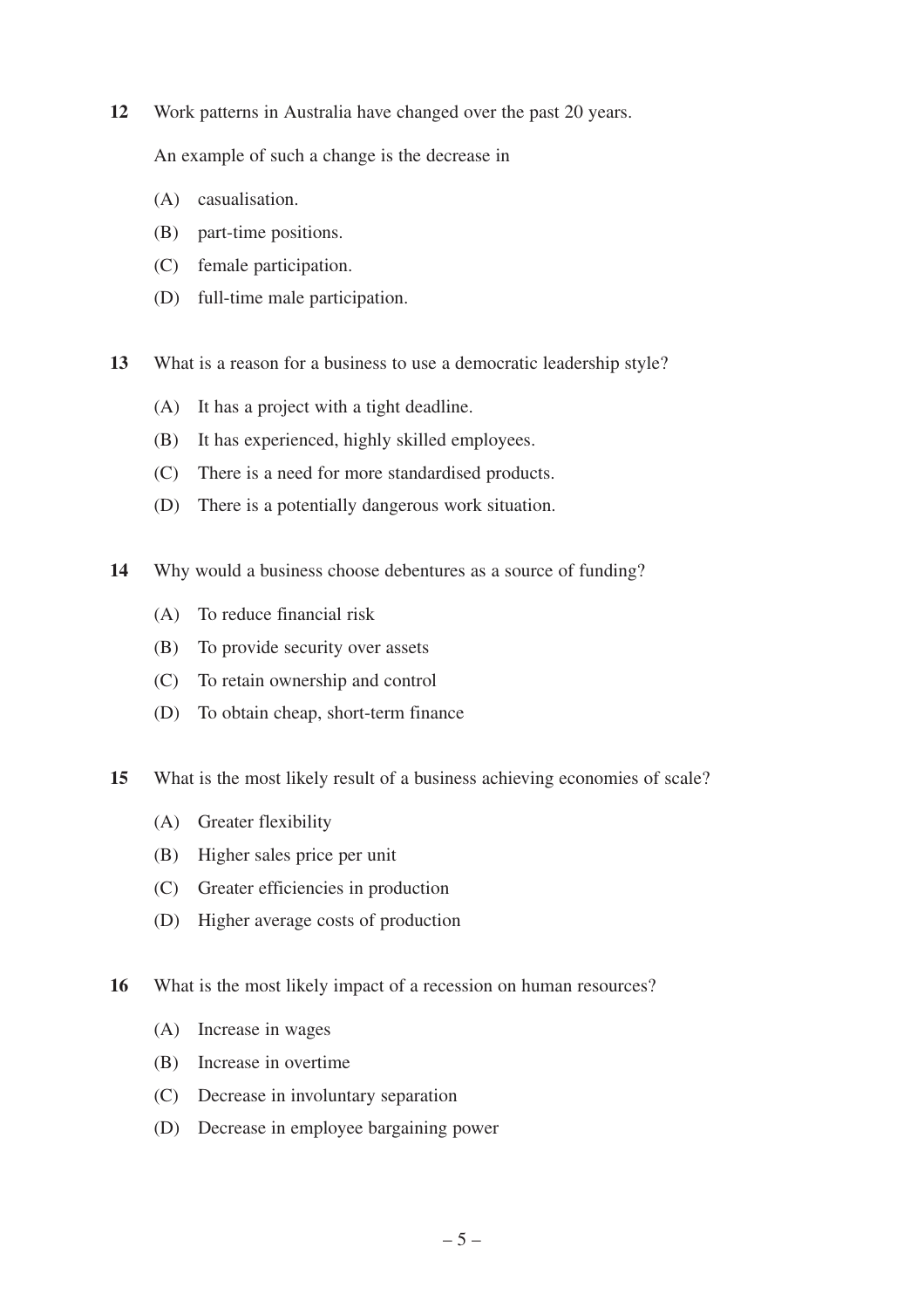12 Work patterns in Australia have changed over the past 20 years.

An example of such a change is the decrease in

(A) casualisation.
(B) part-time positions.
(C) female participation.
(D) full-time male participation.

13 What is a reason for a business to use a democratic leadership style?

(A) It has a project with a tight deadline.
(B) It has experienced, highly skilled employees.
(C) There is a need for more standardised products.
(D) There is a potentially dangerous work situation.

14 Why would a business choose debentures as a source of funding?

(A) To reduce financial risk
(B) To provide security over assets
(C) To retain ownership and control
(D) To obtain cheap, short-term finance

15 What is the most likely result of a business achieving economies of scale?

(A) Greater flexibility
(B) Higher sales price per unit
(C) Greater efficiencies in production
(D) Higher average costs of production

16 What is the most likely impact of a recession on human resources?

(A) Increase in wages
(B) Increase in overtime
(C) Decrease in involuntary separation
(D) Decrease in employee bargaining power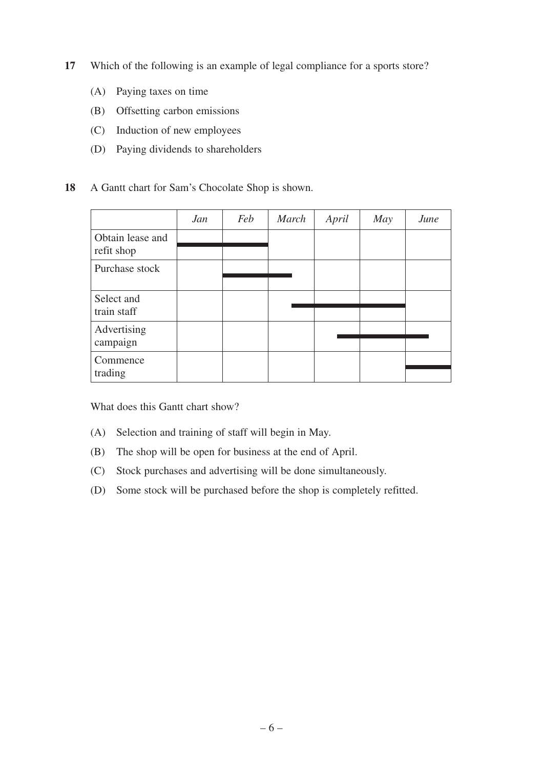**17** Which of the following is an example of legal compliance for a sports store?

(A) Paying taxes on time

(B) Offsetting carbon emissions

(C) Induction of new employees

(D) Paying dividends to shareholders

**18** A Gantt chart for Sam's Chocolate Shop is shown.

| | *Jan* | *Feb* | *March* | *April* | *May* | *June* |
|---|---|---|---|---|---|---|
| Obtain lease and refit shop | ████ | ████ | | | | |
| Purchase stock | | ████ | ██░░ | | | |
| Select and train staff | | | ░░██ | ████ | ████ | |
| Advertising campaign | | | | ░░██ | ████ | ██░░ |
| Commence trading | | | | | | ████ |

What does this Gantt chart show?

(A) Selection and training of staff will begin in May.

(B) The shop will be open for business at the end of April.

(C) Stock purchases and advertising will be done simultaneously.

(D) Some stock will be purchased before the shop is completely refitted.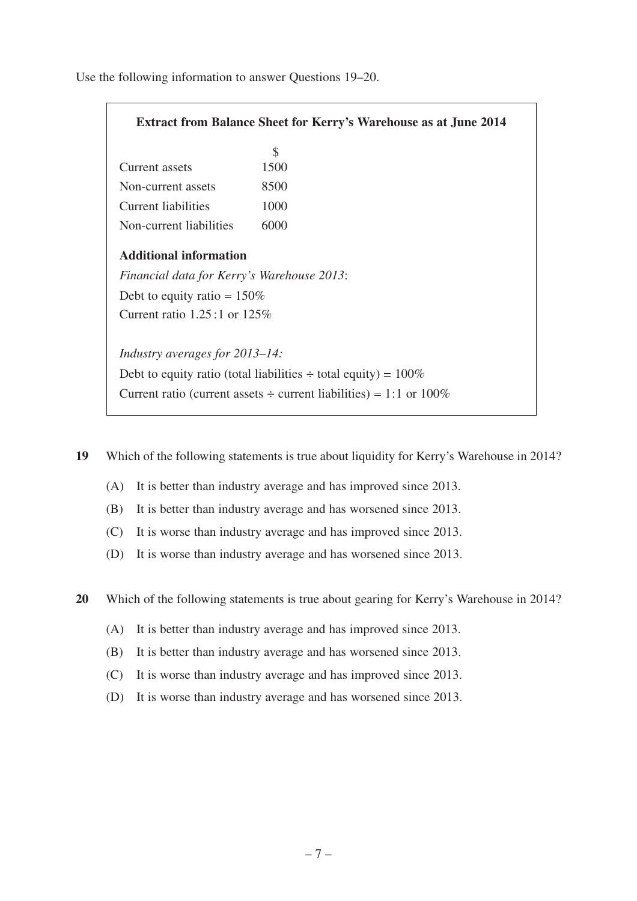Use the following information to answer Questions 19–20.

**Extract from Balance Sheet for Kerry's Warehouse as at June 2014**

| | $ |
|---|---|
| Current assets | 1500 |
| Non-current assets | 8500 |
| Current liabilities | 1000 |
| Non-current liabilities | 6000 |

**Additional information**

*Financial data for Kerry's Warehouse 2013*:

Debt to equity ratio = 150%

Current ratio 1.25 : 1 or 125%

*Industry averages for 2013–14:*

Debt to equity ratio (total liabilities ÷ total equity) = 100%

Current ratio (current assets ÷ current liabilities) = 1 : 1 or 100%

**19** Which of the following statements is true about liquidity for Kerry's Warehouse in 2014?

(A) It is better than industry average and has improved since 2013.

(B) It is better than industry average and has worsened since 2013.

(C) It is worse than industry average and has improved since 2013.

(D) It is worse than industry average and has worsened since 2013.

**20** Which of the following statements is true about gearing for Kerry's Warehouse in 2014?

(A) It is better than industry average and has improved since 2013.

(B) It is better than industry average and has worsened since 2013.

(C) It is worse than industry average and has improved since 2013.

(D) It is worse than industry average and has worsened since 2013.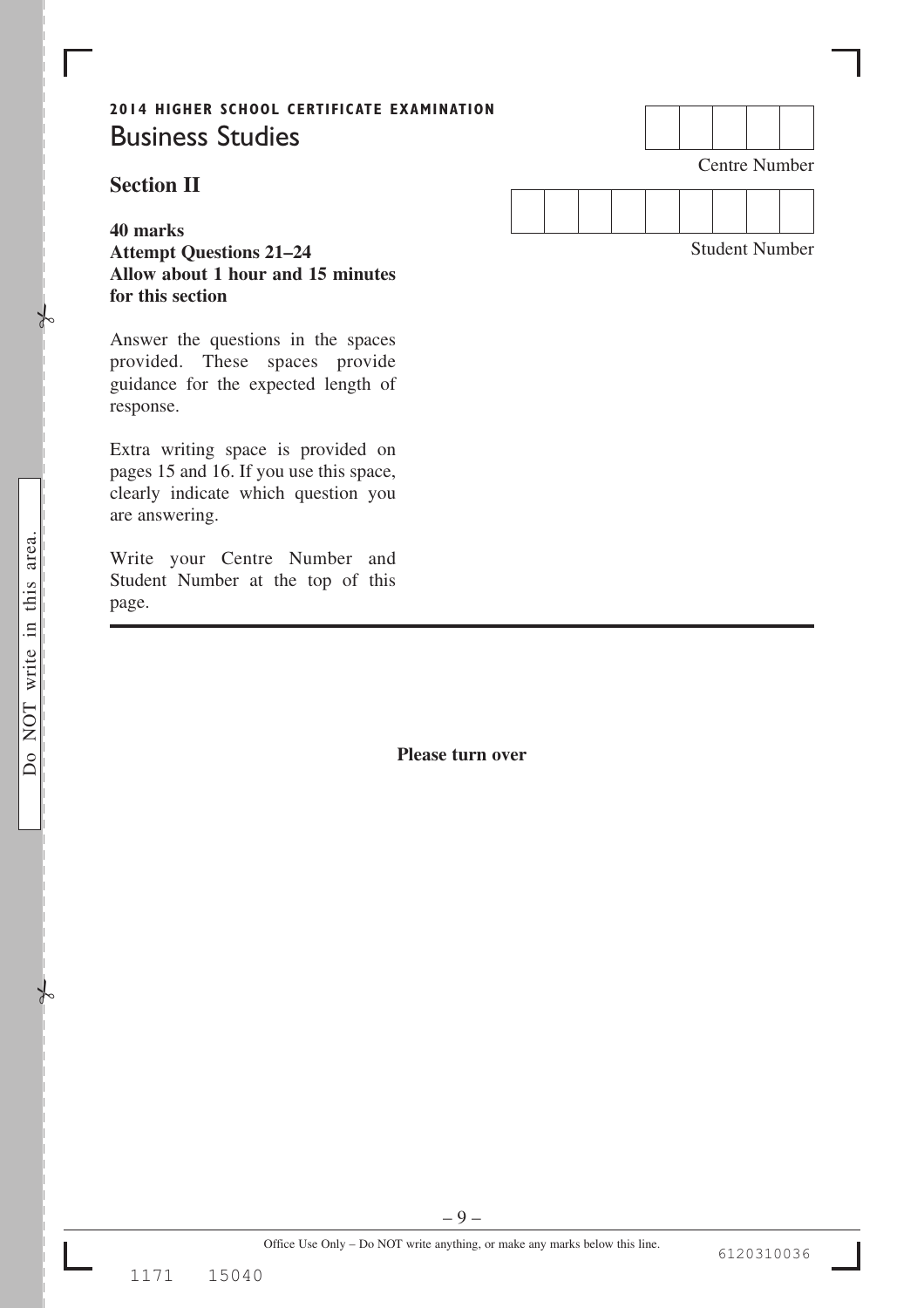**2014 HIGHER SCHOOL CERTIFICATE EXAMINATION**

# Business Studies

Centre Number

Student Number

## Section II

**40 marks**
**Attempt Questions 21–24**
**Allow about 1 hour and 15 minutes for this section**

Answer the questions in the spaces provided. These spaces provide guidance for the expected length of response.

Extra writing space is provided on pages 15 and 16. If you use this space, clearly indicate which question you are answering.

Write your Centre Number and Student Number at the top of this page.

---

**Please turn over**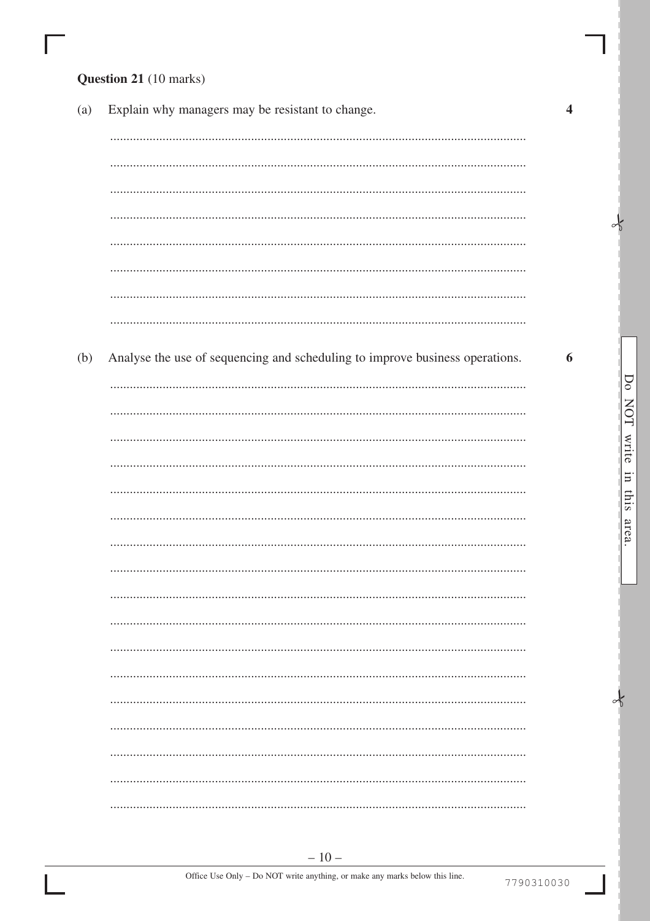**Question 21** (10 marks)

(a) Explain why managers may be resistant to change. **4**

(b) Analyse the use of sequencing and scheduling to improve business operations. **6**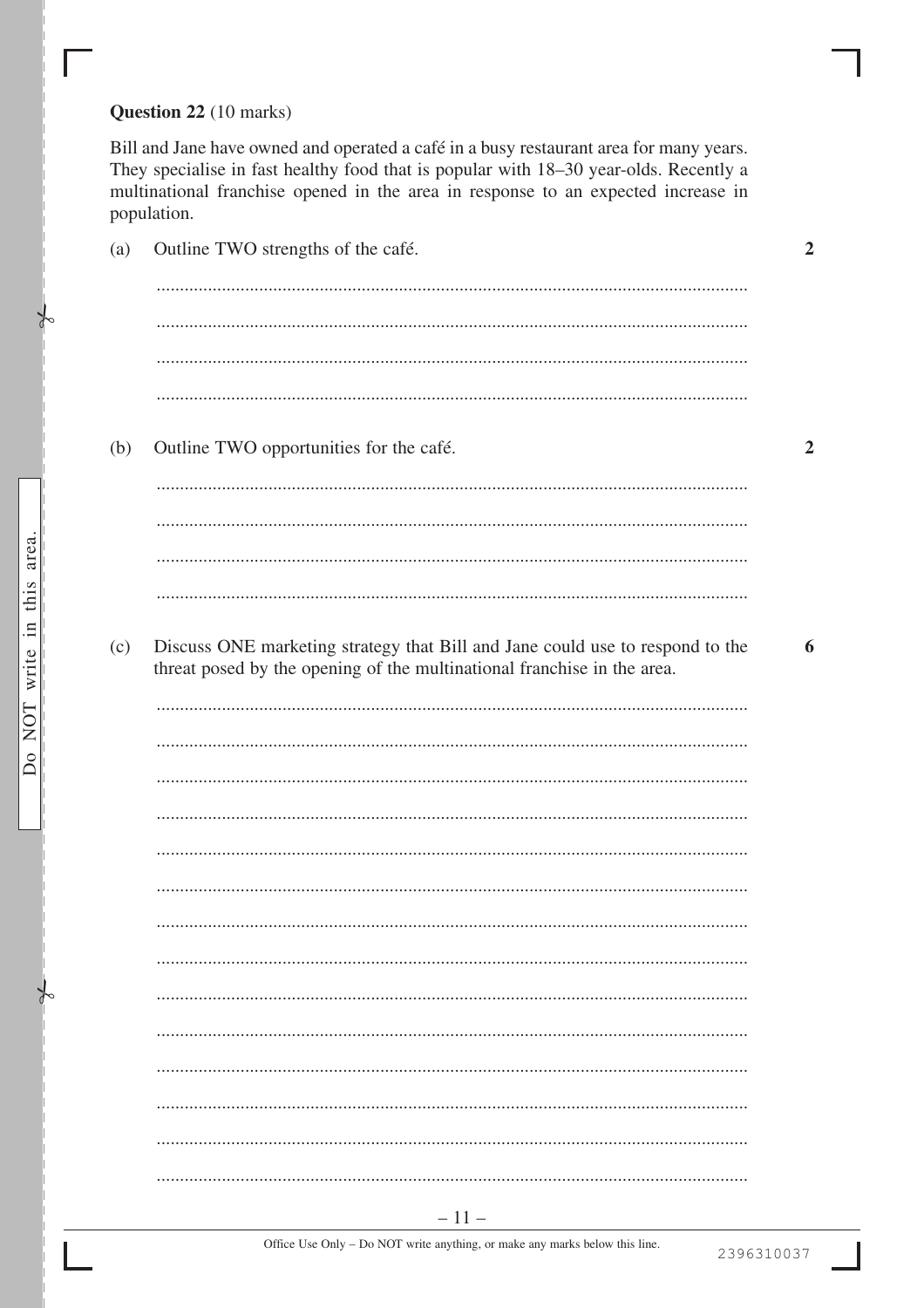**Question 22** (10 marks)

Bill and Jane have owned and operated a café in a busy restaurant area for many years. They specialise in fast healthy food that is popular with 18–30 year-olds. Recently a multinational franchise opened in the area in response to an expected increase in population.

(a) Outline TWO strengths of the café. **2**

(b) Outline TWO opportunities for the café. **2**

(c) Discuss ONE marketing strategy that Bill and Jane could use to respond to the threat posed by the opening of the multinational franchise in the area. **6**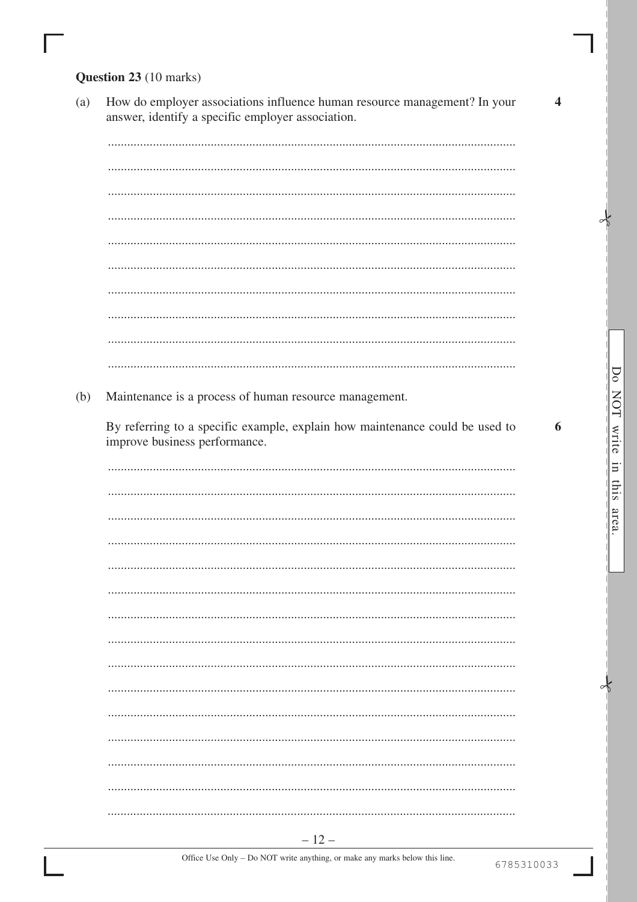**Question 23** (10 marks)

(a) How do employer associations influence human resource management? In your answer, identify a specific employer association. **4**

(b) Maintenance is a process of human resource management.

By referring to a specific example, explain how maintenance could be used to improve business performance. **6**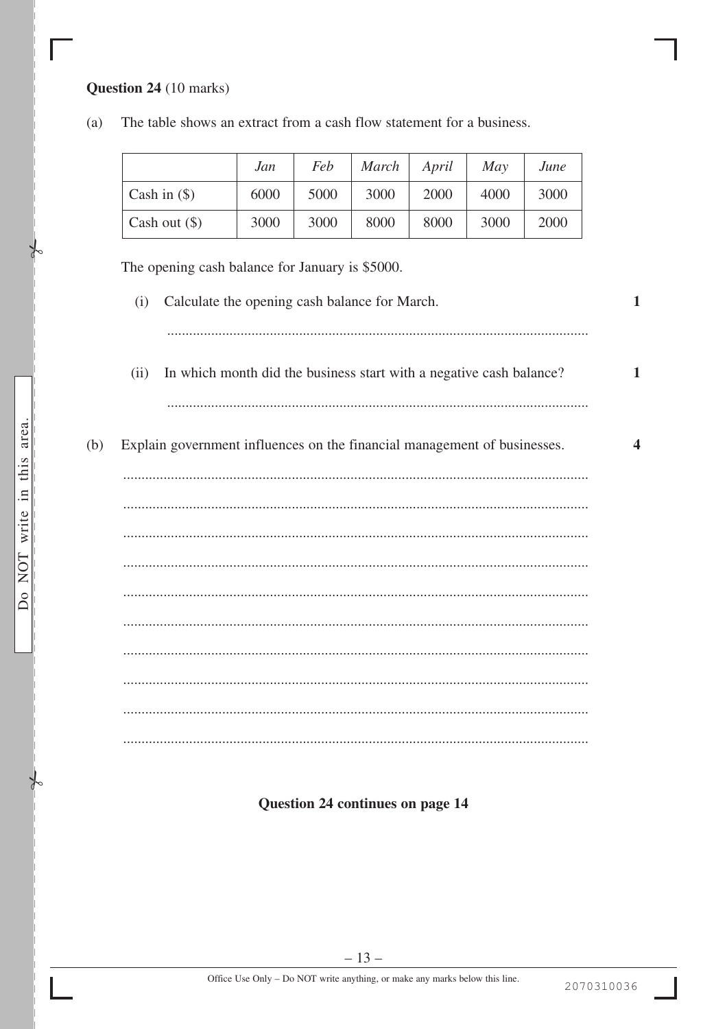**Question 24** (10 marks)

(a) The table shows an extract from a cash flow statement for a business.

| | *Jan* | *Feb* | *March* | *April* | *May* | *June* |
|---|---|---|---|---|---|---|
| Cash in ($) | 6000 | 5000 | 3000 | 2000 | 4000 | 3000 |
| Cash out ($) | 3000 | 3000 | 8000 | 8000 | 3000 | 2000 |

The opening cash balance for January is $5000.

(i) Calculate the opening cash balance for March. **1**

...............................................................................................................

(ii) In which month did the business start with a negative cash balance? **1**

...............................................................................................................

(b) Explain government influences on the financial management of businesses. **4**

...............................................................................................................

...............................................................................................................

...............................................................................................................

...............................................................................................................

...............................................................................................................

...............................................................................................................

...............................................................................................................

...............................................................................................................

...............................................................................................................

...............................................................................................................

**Question 24 continues on page 14**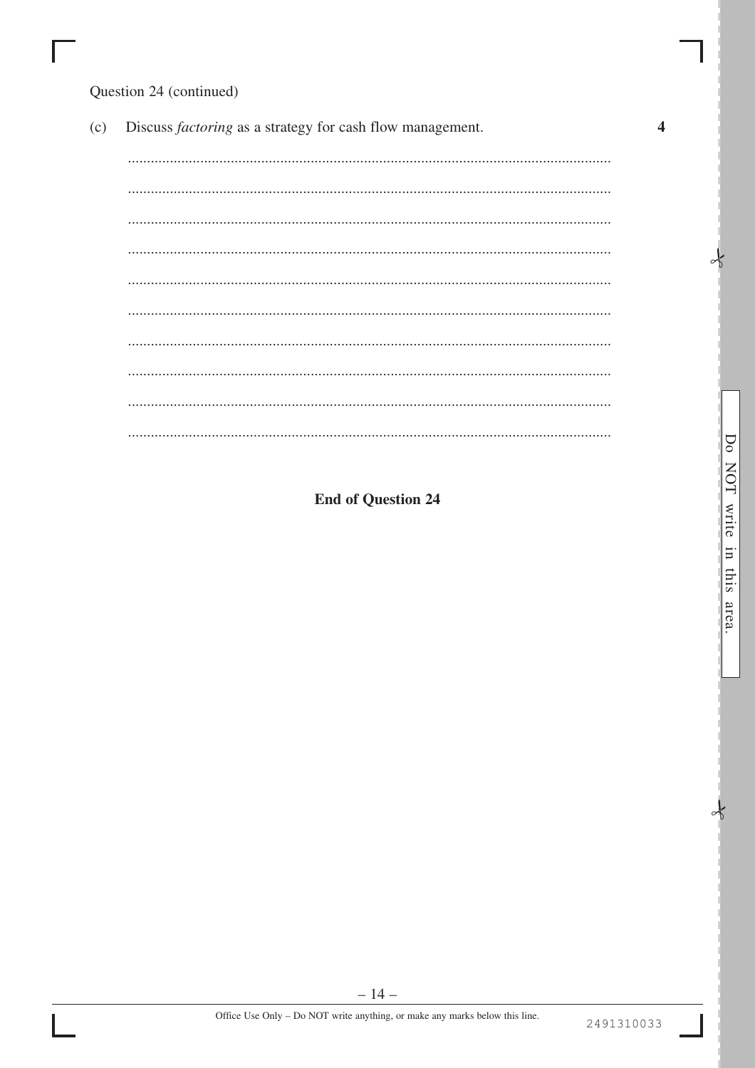Question 24 (continued)

(c) Discuss *factoring* as a strategy for cash flow management. **4**

**End of Question 24**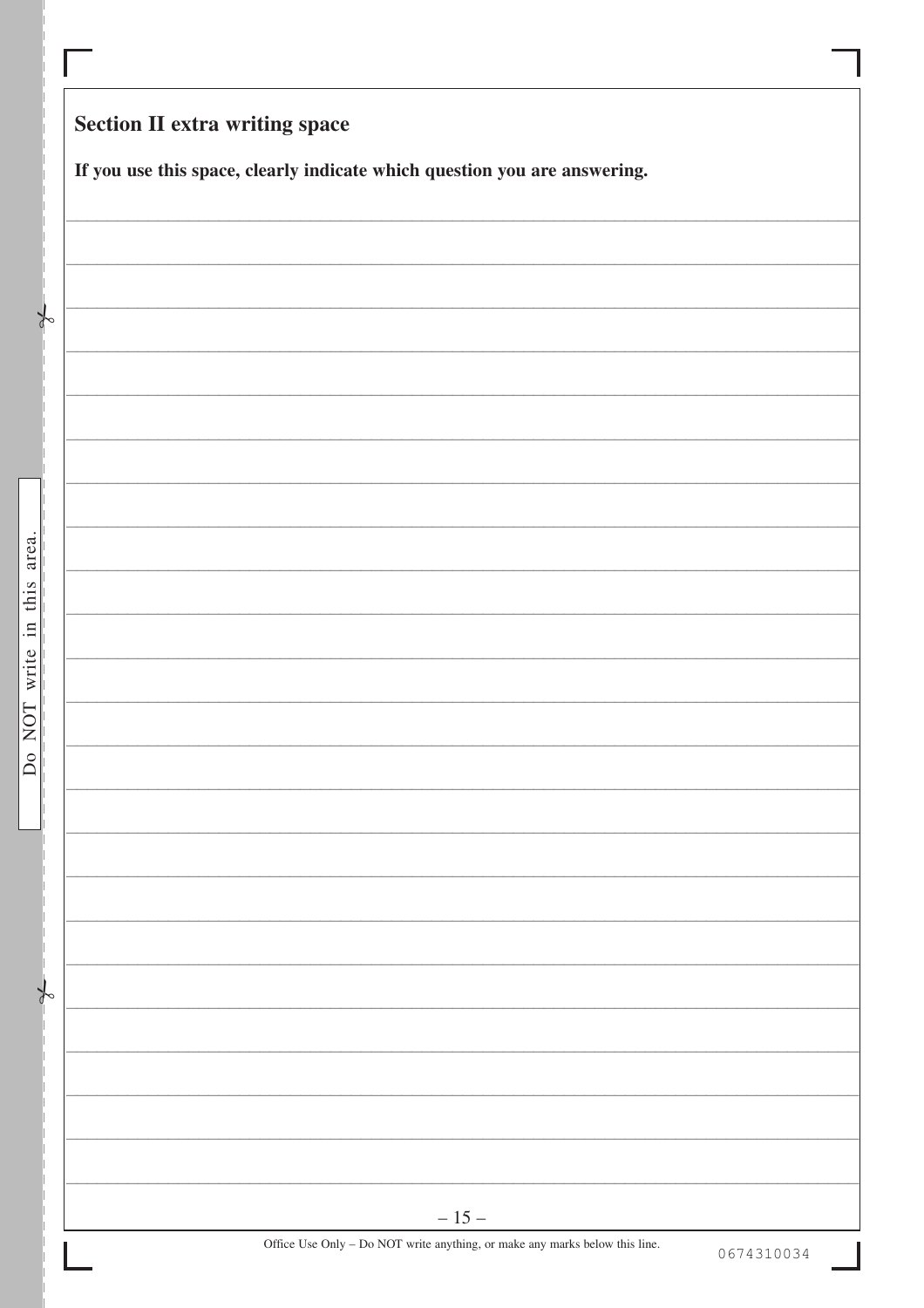**Section II extra writing space**

**If you use this space, clearly indicate which question you are answering.**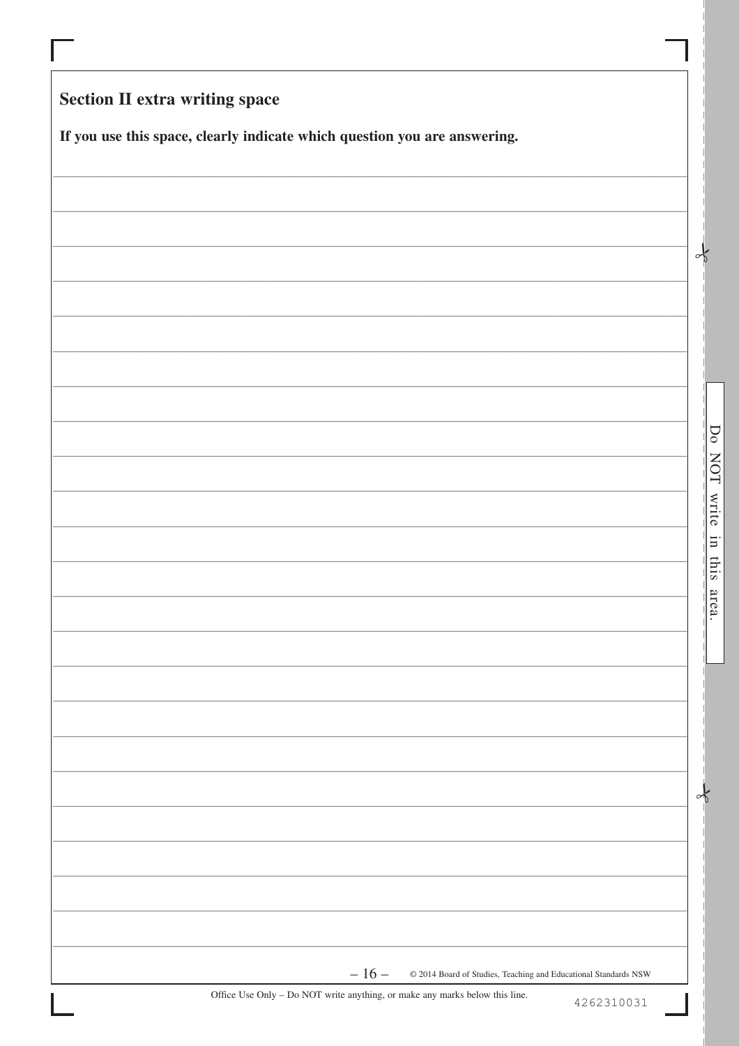**Section II extra writing space**

**If you use this space, clearly indicate which question you are answering.**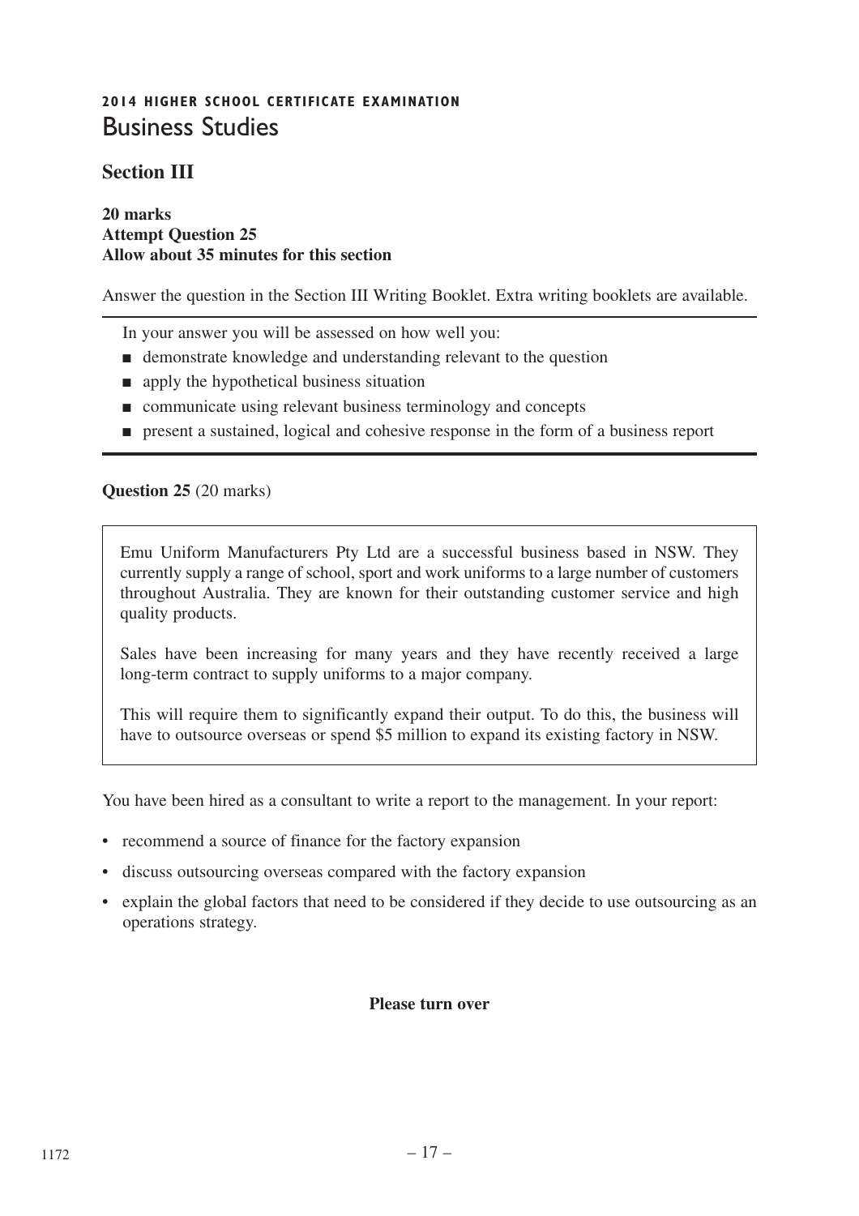**2014 HIGHER SCHOOL CERTIFICATE EXAMINATION**

# Business Studies

## Section III

**20 marks**
**Attempt Question 25**
**Allow about 35 minutes for this section**

Answer the question in the Section III Writing Booklet. Extra writing booklets are available.

---

In your answer you will be assessed on how well you:

- demonstrate knowledge and understanding relevant to the question
- apply the hypothetical business situation
- communicate using relevant business terminology and concepts
- present a sustained, logical and cohesive response in the form of a business report

---

**Question 25** (20 marks)

> Emu Uniform Manufacturers Pty Ltd are a successful business based in NSW. They currently supply a range of school, sport and work uniforms to a large number of customers throughout Australia. They are known for their outstanding customer service and high quality products.
>
> Sales have been increasing for many years and they have recently received a large long-term contract to supply uniforms to a major company.
>
> This will require them to significantly expand their output. To do this, the business will have to outsource overseas or spend $5 million to expand its existing factory in NSW.

You have been hired as a consultant to write a report to the management. In your report:

- recommend a source of finance for the factory expansion
- discuss outsourcing overseas compared with the factory expansion
- explain the global factors that need to be considered if they decide to use outsourcing as an operations strategy.

**Please turn over**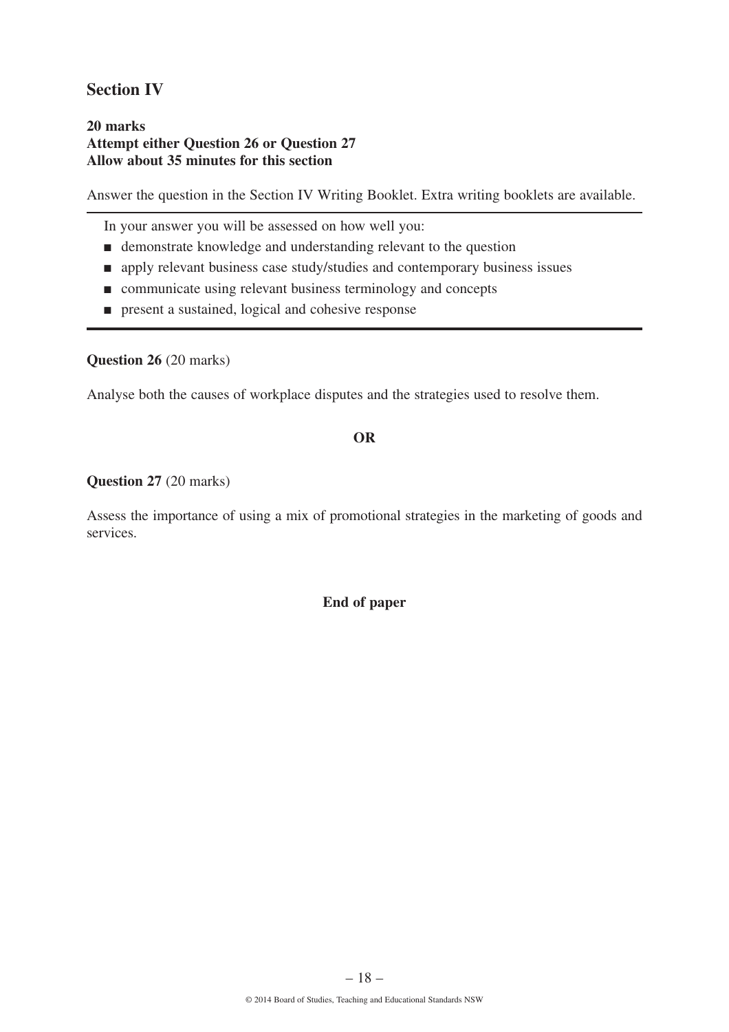## Section IV

**20 marks**
**Attempt either Question 26 or Question 27**
**Allow about 35 minutes for this section**

Answer the question in the Section IV Writing Booklet. Extra writing booklets are available.

---

In your answer you will be assessed on how well you:

- demonstrate knowledge and understanding relevant to the question
- apply relevant business case study/studies and contemporary business issues
- communicate using relevant business terminology and concepts
- present a sustained, logical and cohesive response

---

**Question 26** (20 marks)

Analyse both the causes of workplace disputes and the strategies used to resolve them.

**OR**

**Question 27** (20 marks)

Assess the importance of using a mix of promotional strategies in the marketing of goods and services.

**End of paper**

© 2014 Board of Studies, Teaching and Educational Standards NSW